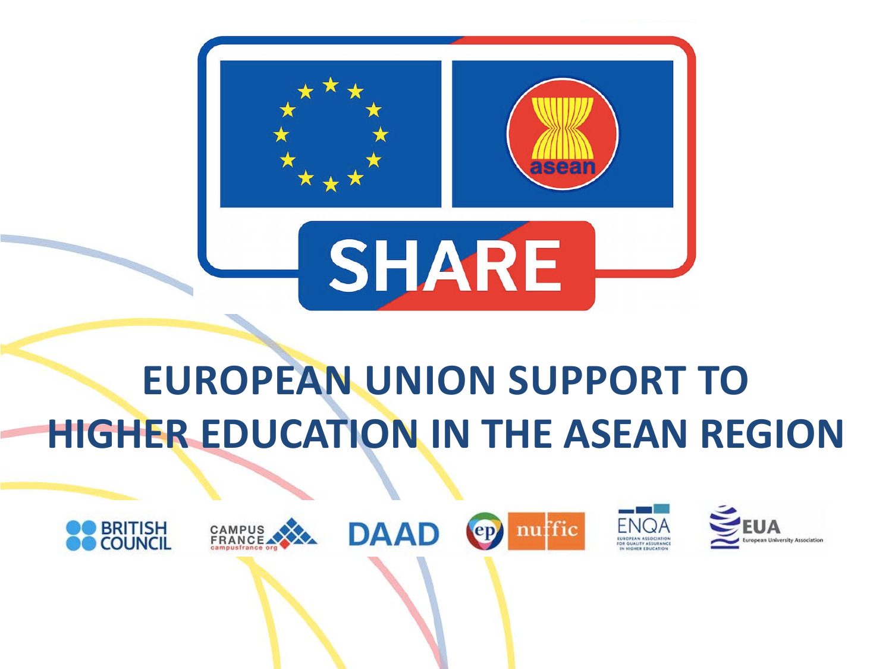SHARE

# EUROPEAN UNION SUPPORT TO HIGHER EDUCATION IN THE ASEAN REGION

BRITISH COUNCIL

CAMPUS FRANCE campusfrance.org

DAAD

ep nuffic

ENQA EUROPEAN ASSOCIATION FOR QUALITY ASSURANCE IN HIGHER EDUCATION

EUA European University Association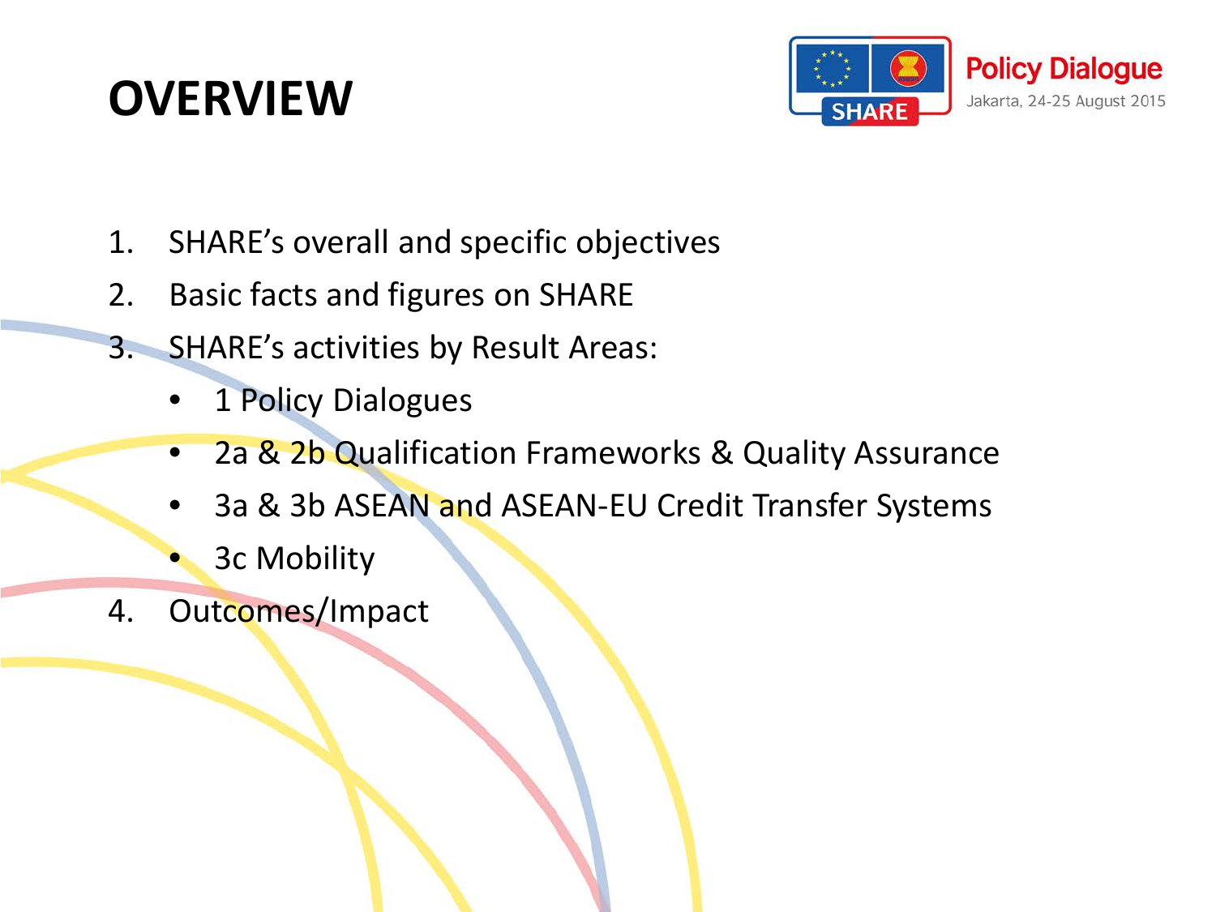# OVERVIEW

1. SHARE's overall and specific objectives
2. Basic facts and figures on SHARE
3. SHARE's activities by Result Areas:
   - 1 Policy Dialogues
   - 2a & 2b Qualification Frameworks & Quality Assurance
   - 3a & 3b ASEAN and ASEAN-EU Credit Transfer Systems
   - 3c Mobility
4. Outcomes/Impact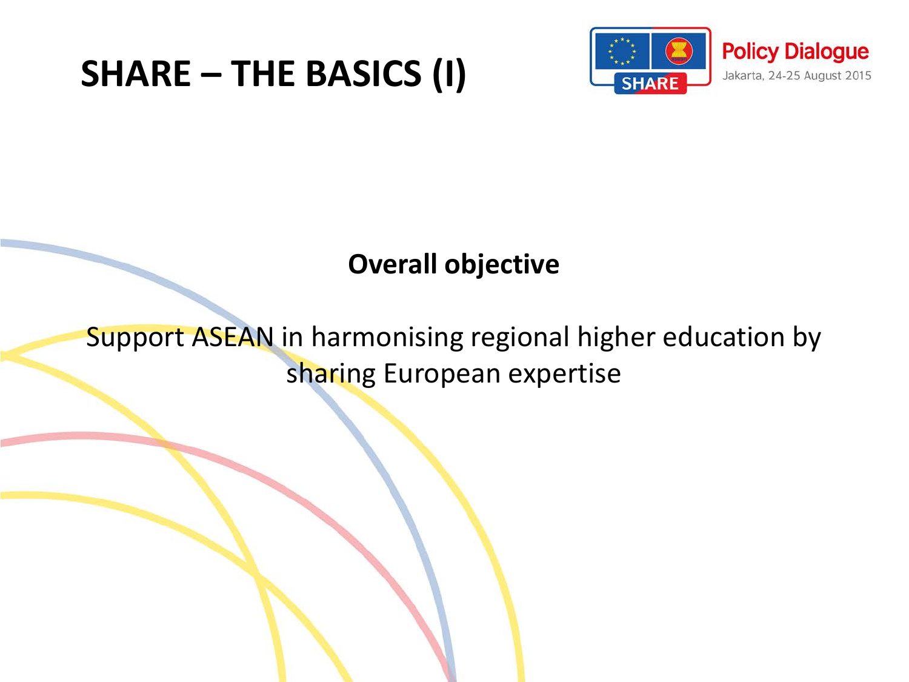# SHARE – THE BASICS (I)

**Overall objective**

Support ASEAN in harmonising regional higher education by sharing European expertise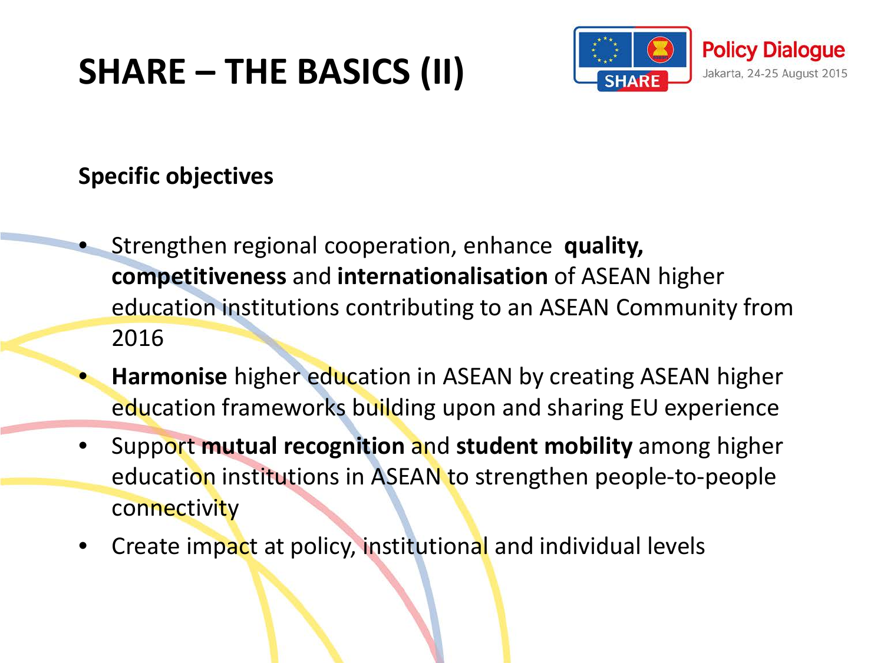# SHARE – THE BASICS (II)

**Specific objectives**

- Strengthen regional cooperation, enhance **quality, competitiveness** and **internationalisation** of ASEAN higher education institutions contributing to an ASEAN Community from 2016
- **Harmonise** higher education in ASEAN by creating ASEAN higher education frameworks building upon and sharing EU experience
- Support **mutual recognition** and **student mobility** among higher education institutions in ASEAN to strengthen people-to-people connectivity
- Create impact at policy, institutional and individual levels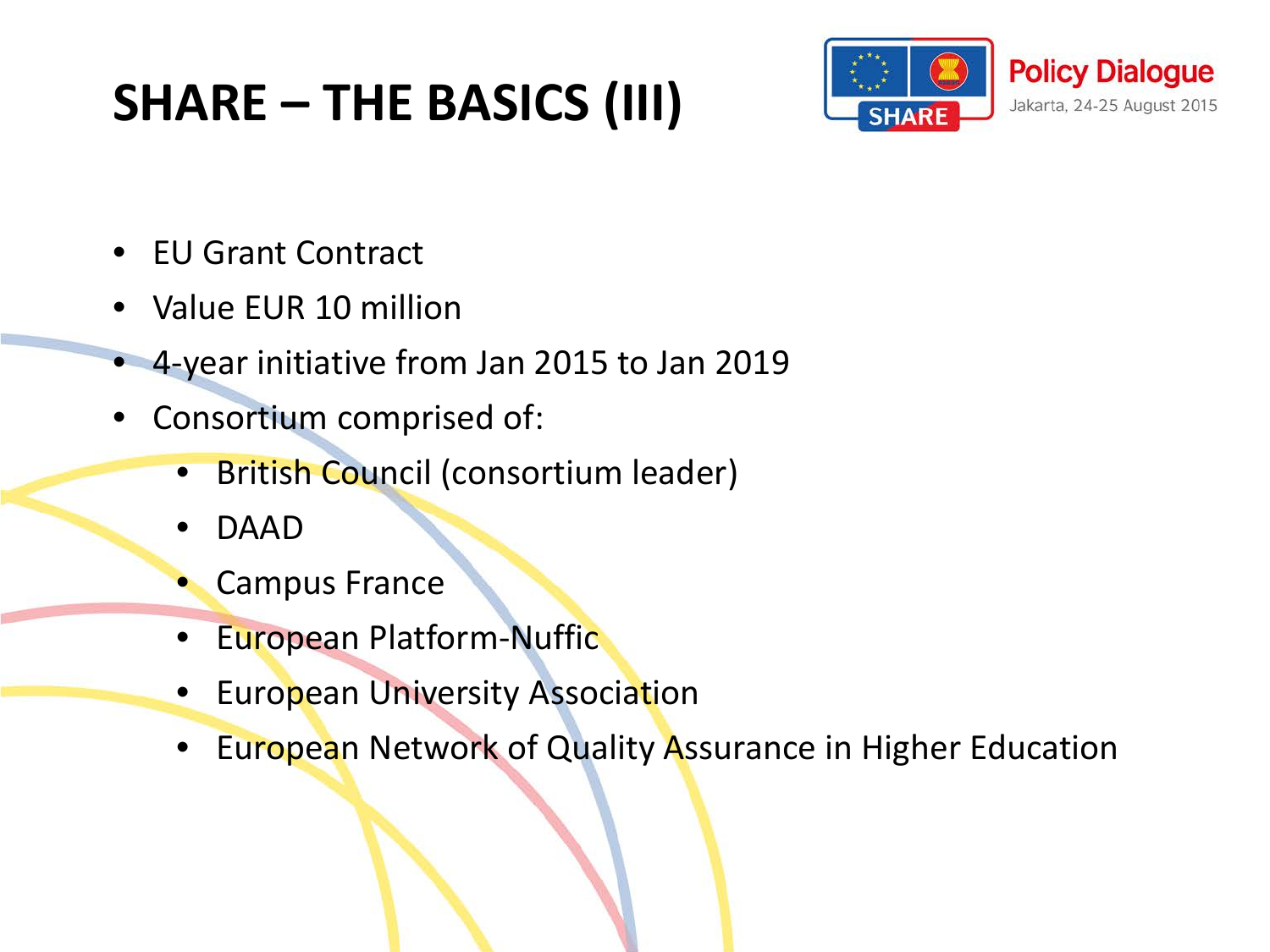# SHARE – THE BASICS (III)

- EU Grant Contract
- Value EUR 10 million
- 4-year initiative from Jan 2015 to Jan 2019
- Consortium comprised of:
  - British Council (consortium leader)
  - DAAD
  - Campus France
  - European Platform-Nuffic
  - European University Association
  - European Network of Quality Assurance in Higher Education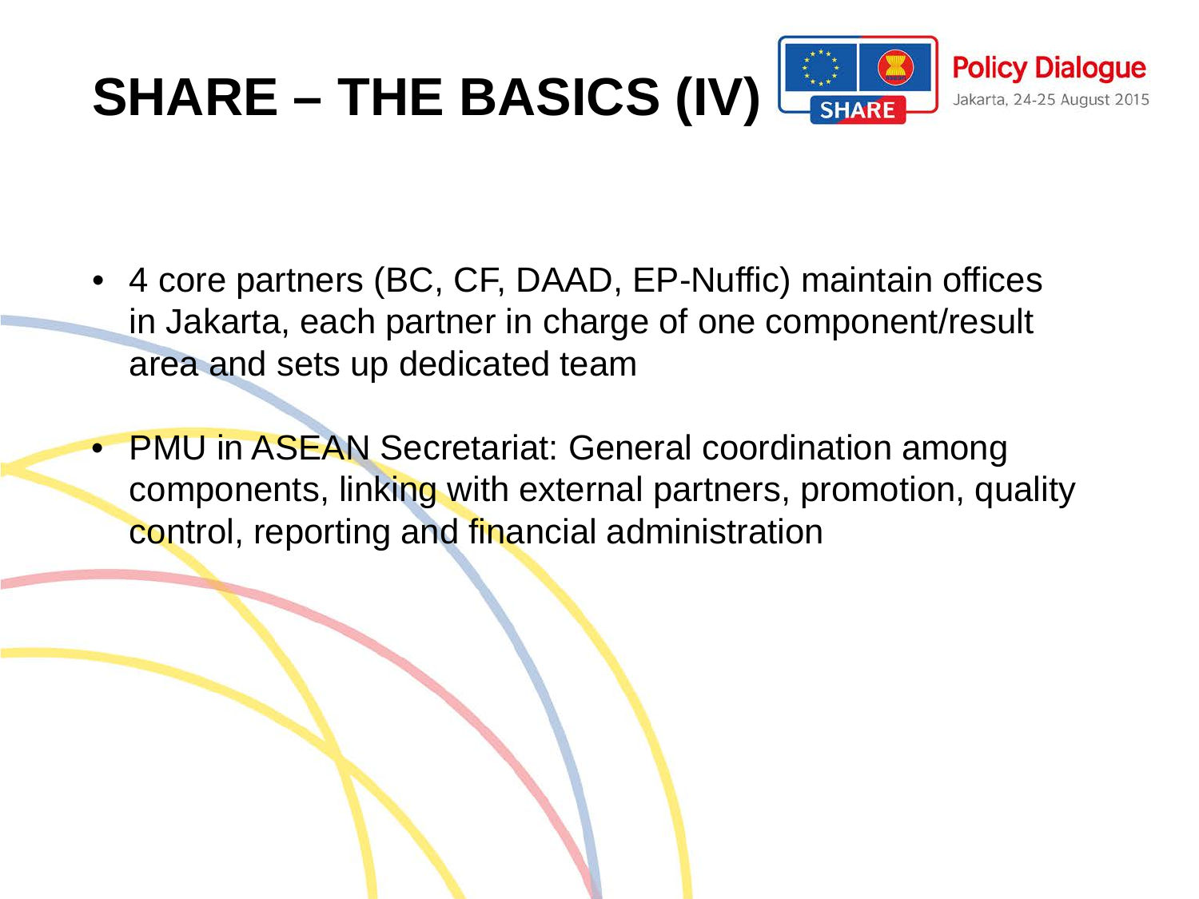# SHARE – THE BASICS (IV)

- 4 core partners (BC, CF, DAAD, EP-Nuffic) maintain offices in Jakarta, each partner in charge of one component/result area and sets up dedicated team
- PMU in ASEAN Secretariat: General coordination among components, linking with external partners, promotion, quality control, reporting and financial administration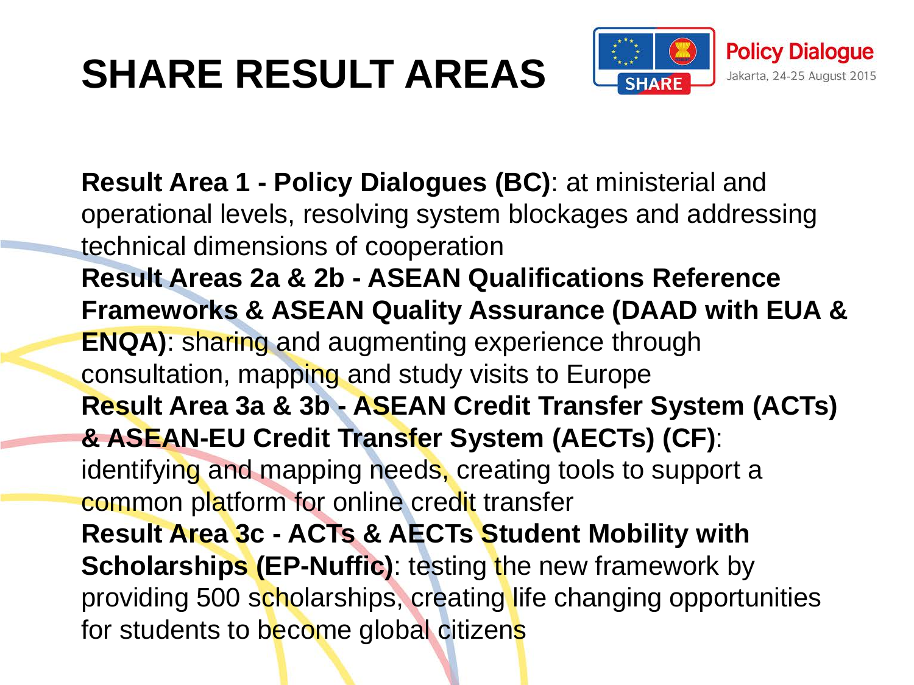# SHARE RESULT AREAS

Policy Dialogue
Jakarta, 24-25 August 2015

**Result Area 1 - Policy Dialogues (BC)**: at ministerial and operational levels, resolving system blockages and addressing technical dimensions of cooperation

**Result Areas 2a & 2b - ASEAN Qualifications Reference Frameworks & ASEAN Quality Assurance (DAAD with EUA & ENQA)**: sharing and augmenting experience through consultation, mapping and study visits to Europe

**Result Area 3a & 3b - ASEAN Credit Transfer System (ACTs) & ASEAN-EU Credit Transfer System (AECTs) (CF)**: identifying and mapping needs, creating tools to support a common platform for online credit transfer

**Result Area 3c - ACTs & AECTs Student Mobility with Scholarships (EP-Nuffic)**: testing the new framework by providing 500 scholarships, creating life changing opportunities for students to become global citizens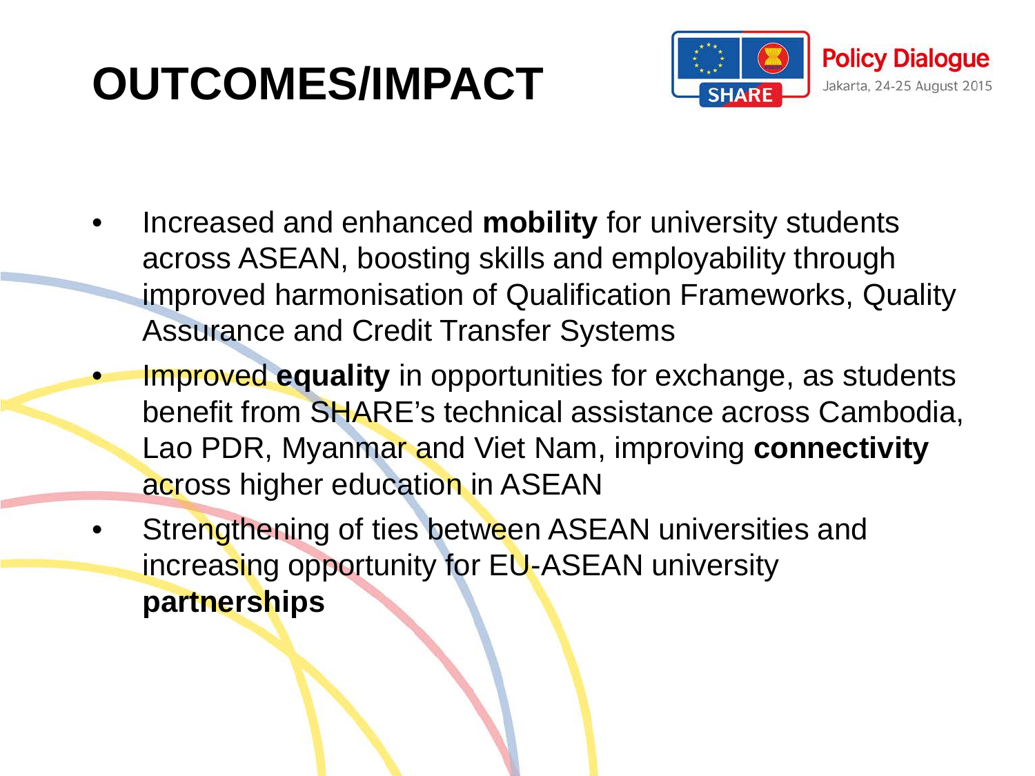# OUTCOMES/IMPACT

- Increased and enhanced **mobility** for university students across ASEAN, boosting skills and employability through improved harmonisation of Qualification Frameworks, Quality Assurance and Credit Transfer Systems
- Improved **equality** in opportunities for exchange, as students benefit from SHARE's technical assistance across Cambodia, Lao PDR, Myanmar and Viet Nam, improving **connectivity** across higher education in ASEAN
- Strengthening of ties between ASEAN universities and increasing opportunity for EU-ASEAN university **partnerships**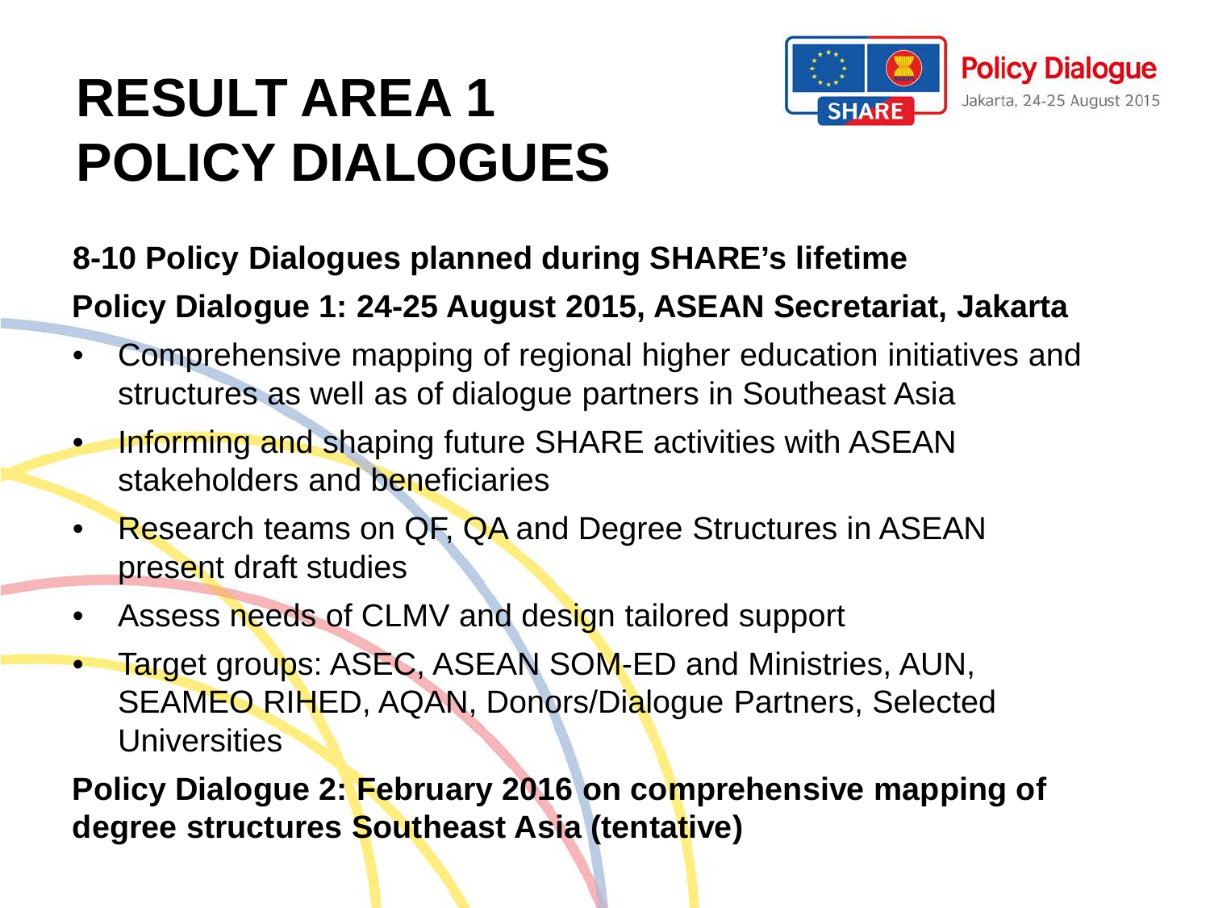# RESULT AREA 1
# POLICY DIALOGUES

Policy Dialogue
Jakarta, 24-25 August 2015

**8-10 Policy Dialogues planned during SHARE's lifetime**

**Policy Dialogue 1: 24-25 August 2015, ASEAN Secretariat, Jakarta**

- Comprehensive mapping of regional higher education initiatives and structures as well as of dialogue partners in Southeast Asia
- Informing and shaping future SHARE activities with ASEAN stakeholders and beneficiaries
- Research teams on QF, QA and Degree Structures in ASEAN present draft studies
- Assess needs of CLMV and design tailored support
- Target groups: ASEC, ASEAN SOM-ED and Ministries, AUN, SEAMEO RIHED, AQAN, Donors/Dialogue Partners, Selected Universities

**Policy Dialogue 2: February 2016 on comprehensive mapping of degree structures Southeast Asia (tentative)**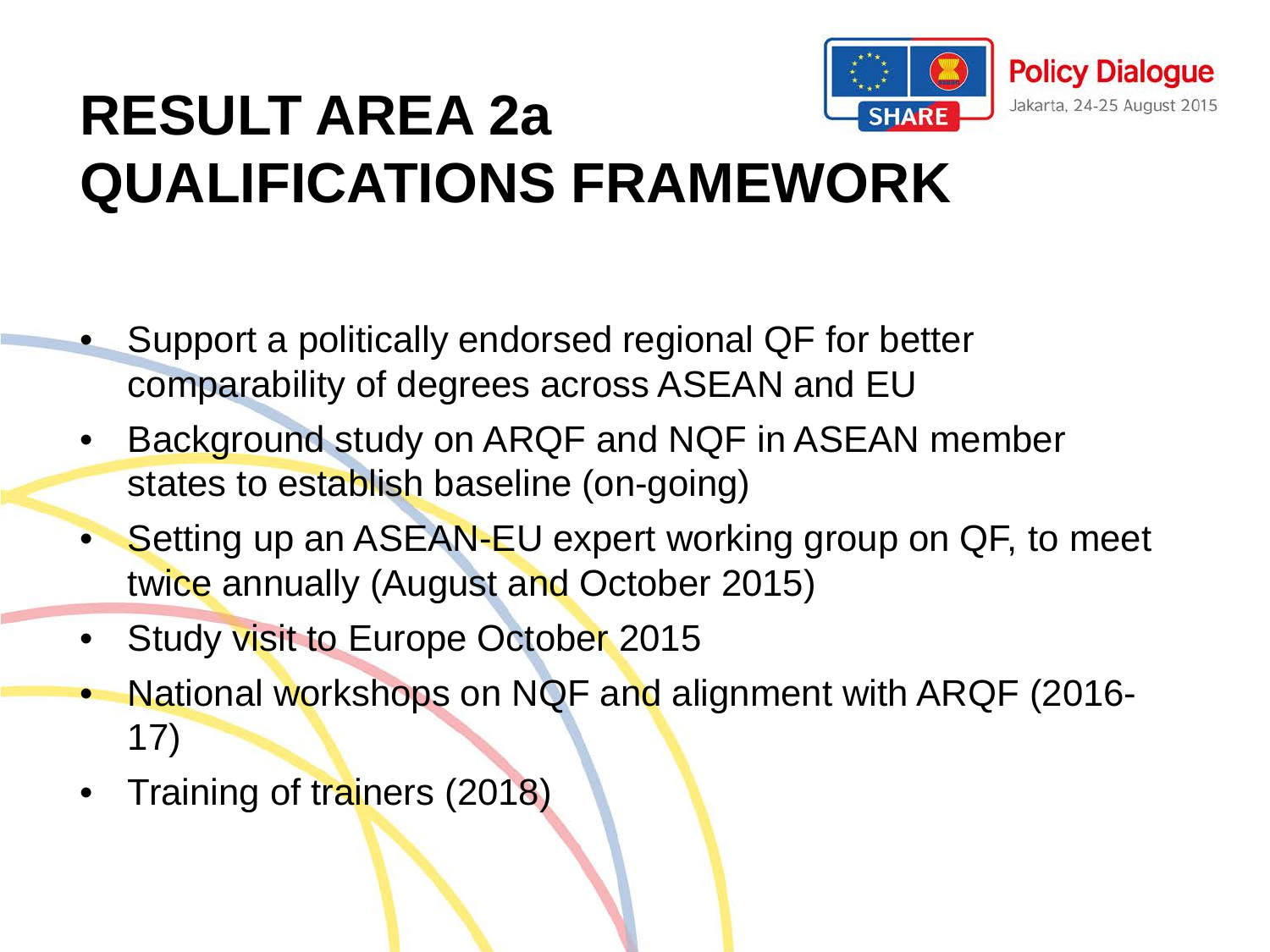# RESULT AREA 2a
# QUALIFICATIONS FRAMEWORK

Policy Dialogue
Jakarta, 24-25 August 2015

- Support a politically endorsed regional QF for better comparability of degrees across ASEAN and EU
- Background study on ARQF and NQF in ASEAN member states to establish baseline (on-going)
- Setting up an ASEAN-EU expert working group on QF, to meet twice annually (August and October 2015)
- Study visit to Europe October 2015
- National workshops on NQF and alignment with ARQF (2016-17)
- Training of trainers (2018)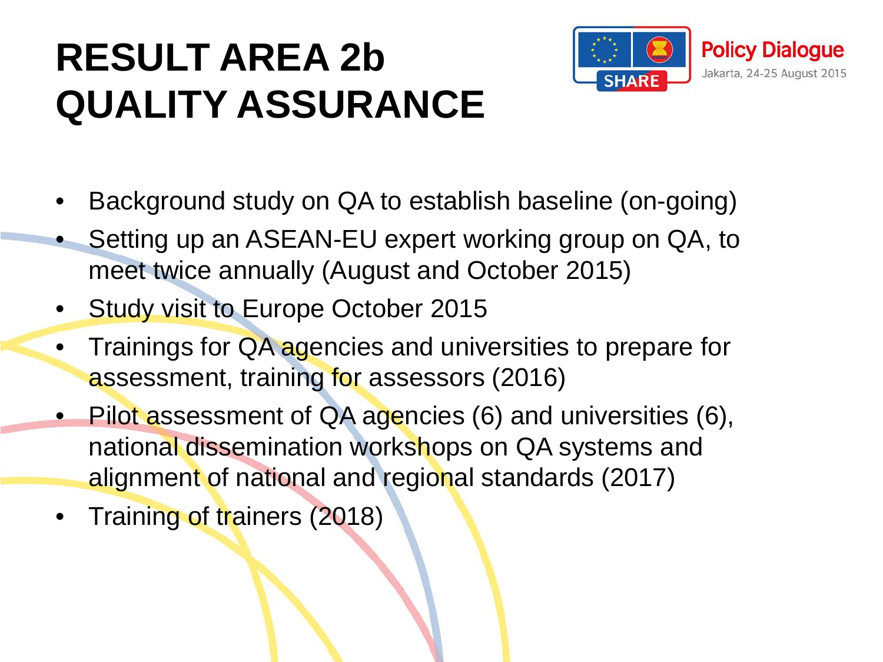# RESULT AREA 2b QUALITY ASSURANCE

- Background study on QA to establish baseline (on-going)
- Setting up an ASEAN-EU expert working group on QA, to meet twice annually (August and October 2015)
- Study visit to Europe October 2015
- Trainings for QA agencies and universities to prepare for assessment, training for assessors (2016)
- Pilot assessment of QA agencies (6) and universities (6), national dissemination workshops on QA systems and alignment of national and regional standards (2017)
- Training of trainers (2018)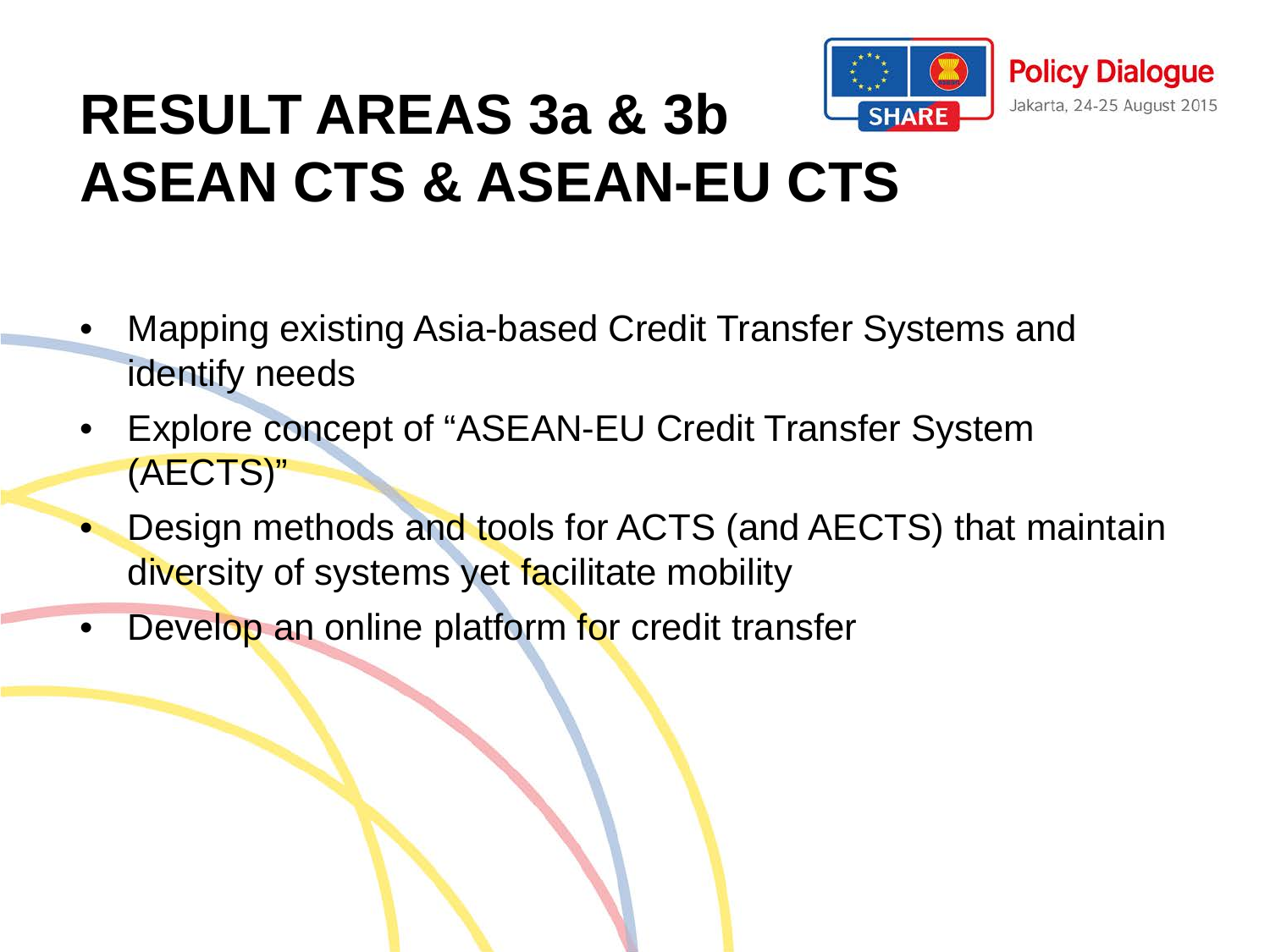# RESULT AREAS 3a & 3b ASEAN CTS & ASEAN-EU CTS

- Mapping existing Asia-based Credit Transfer Systems and identify needs
- Explore concept of "ASEAN-EU Credit Transfer System (AECTS)"
- Design methods and tools for ACTS (and AECTS) that maintain diversity of systems yet facilitate mobility
- Develop an online platform for credit transfer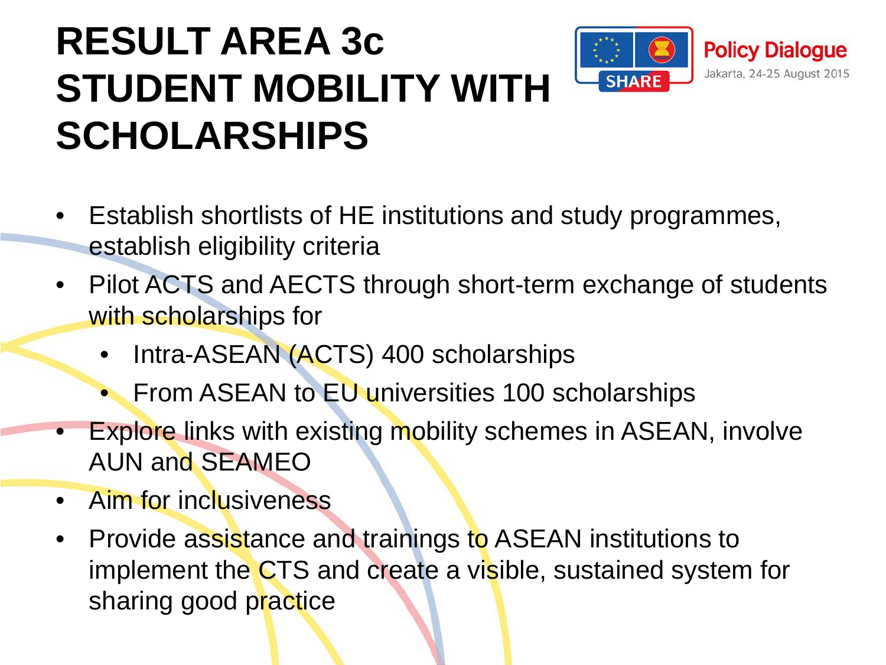# RESULT AREA 3c STUDENT MOBILITY WITH SCHOLARSHIPS

Policy Dialogue
Jakarta, 24-25 August 2015

- Establish shortlists of HE institutions and study programmes, establish eligibility criteria
- Pilot ACTS and AECTS through short-term exchange of students with scholarships for
  - Intra-ASEAN (ACTS) 400 scholarships
  - From ASEAN to EU universities 100 scholarships
- Explore links with existing mobility schemes in ASEAN, involve AUN and SEAMEO
- Aim for inclusiveness
- Provide assistance and trainings to ASEAN institutions to implement the CTS and create a visible, sustained system for sharing good practice